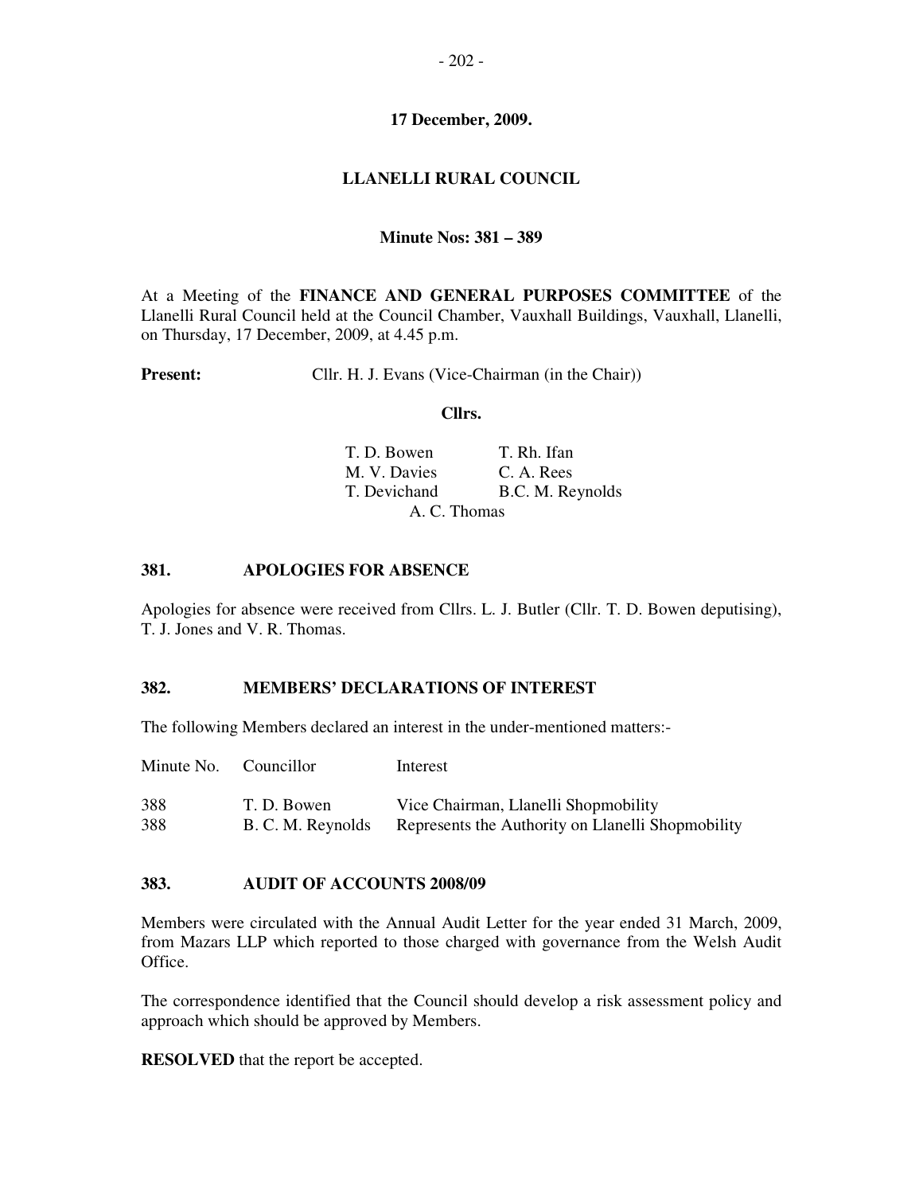**17 December, 2009.**

# LLANELLI RURAL COUNCIL

**Minute Nos: 381 – 389**

At a Meeting of the **FINANCE AND GENERAL PURPOSES COMMITTEE** of the Llanelli Rural Council held at the Council Chamber, Vauxhall Buildings, Vauxhall, Llanelli, on Thursday, 17 December, 2009, at 4.45 p.m.

**Present:** Cllr. H. J. Evans (Vice-Chairman (in the Chair))

**Cllrs.**

T. D. Bowen
T. Rh. Ifan
M. V. Davies
C. A. Rees
T. Devichand
B.C. M. Reynolds
A. C. Thomas

## 381. APOLOGIES FOR ABSENCE

Apologies for absence were received from Cllrs. L. J. Butler (Cllr. T. D. Bowen deputising), T. J. Jones and V. R. Thomas.

## 382. MEMBERS' DECLARATIONS OF INTEREST

The following Members declared an interest in the under-mentioned matters:-

| Minute No. | Councillor | Interest |
| --- | --- | --- |
| 388 | T. D. Bowen | Vice Chairman, Llanelli Shopmobility |
| 388 | B. C. M. Reynolds | Represents the Authority on Llanelli Shopmobility |

## 383. AUDIT OF ACCOUNTS 2008/09

Members were circulated with the Annual Audit Letter for the year ended 31 March, 2009, from Mazars LLP which reported to those charged with governance from the Welsh Audit Office.

The correspondence identified that the Council should develop a risk assessment policy and approach which should be approved by Members.

**RESOLVED** that the report be accepted.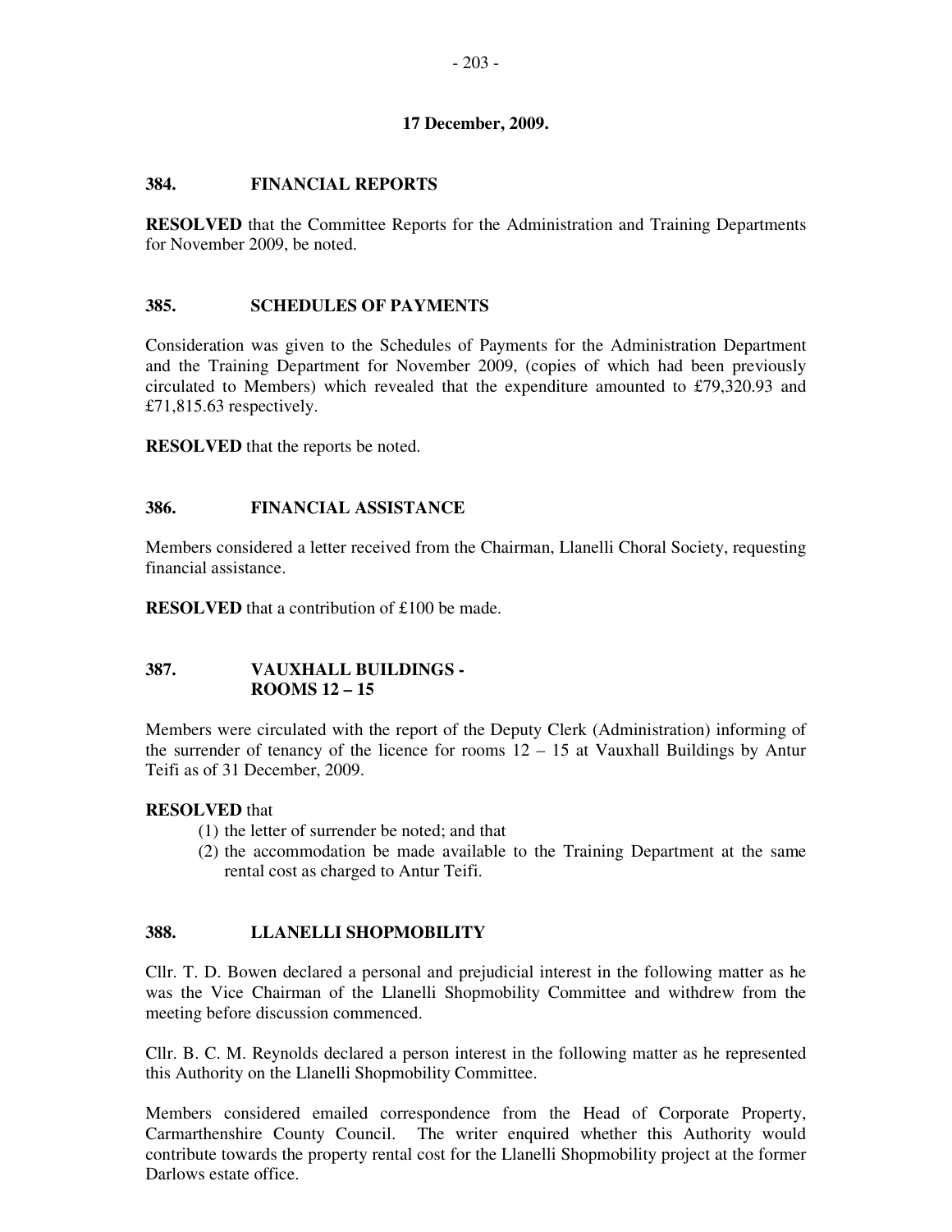**17 December, 2009.**

## 384. FINANCIAL REPORTS

**RESOLVED** that the Committee Reports for the Administration and Training Departments for November 2009, be noted.

## 385. SCHEDULES OF PAYMENTS

Consideration was given to the Schedules of Payments for the Administration Department and the Training Department for November 2009, (copies of which had been previously circulated to Members) which revealed that the expenditure amounted to £79,320.93 and £71,815.63 respectively.

**RESOLVED** that the reports be noted.

## 386. FINANCIAL ASSISTANCE

Members considered a letter received from the Chairman, Llanelli Choral Society, requesting financial assistance.

**RESOLVED** that a contribution of £100 be made.

## 387. VAUXHALL BUILDINGS - ROOMS 12 – 15

Members were circulated with the report of the Deputy Clerk (Administration) informing of the surrender of tenancy of the licence for rooms 12 – 15 at Vauxhall Buildings by Antur Teifi as of 31 December, 2009.

**RESOLVED** that

(1) the letter of surrender be noted; and that
(2) the accommodation be made available to the Training Department at the same rental cost as charged to Antur Teifi.

## 388. LLANELLI SHOPMOBILITY

Cllr. T. D. Bowen declared a personal and prejudicial interest in the following matter as he was the Vice Chairman of the Llanelli Shopmobility Committee and withdrew from the meeting before discussion commenced.

Cllr. B. C. M. Reynolds declared a person interest in the following matter as he represented this Authority on the Llanelli Shopmobility Committee.

Members considered emailed correspondence from the Head of Corporate Property, Carmarthenshire County Council. The writer enquired whether this Authority would contribute towards the property rental cost for the Llanelli Shopmobility project at the former Darlows estate office.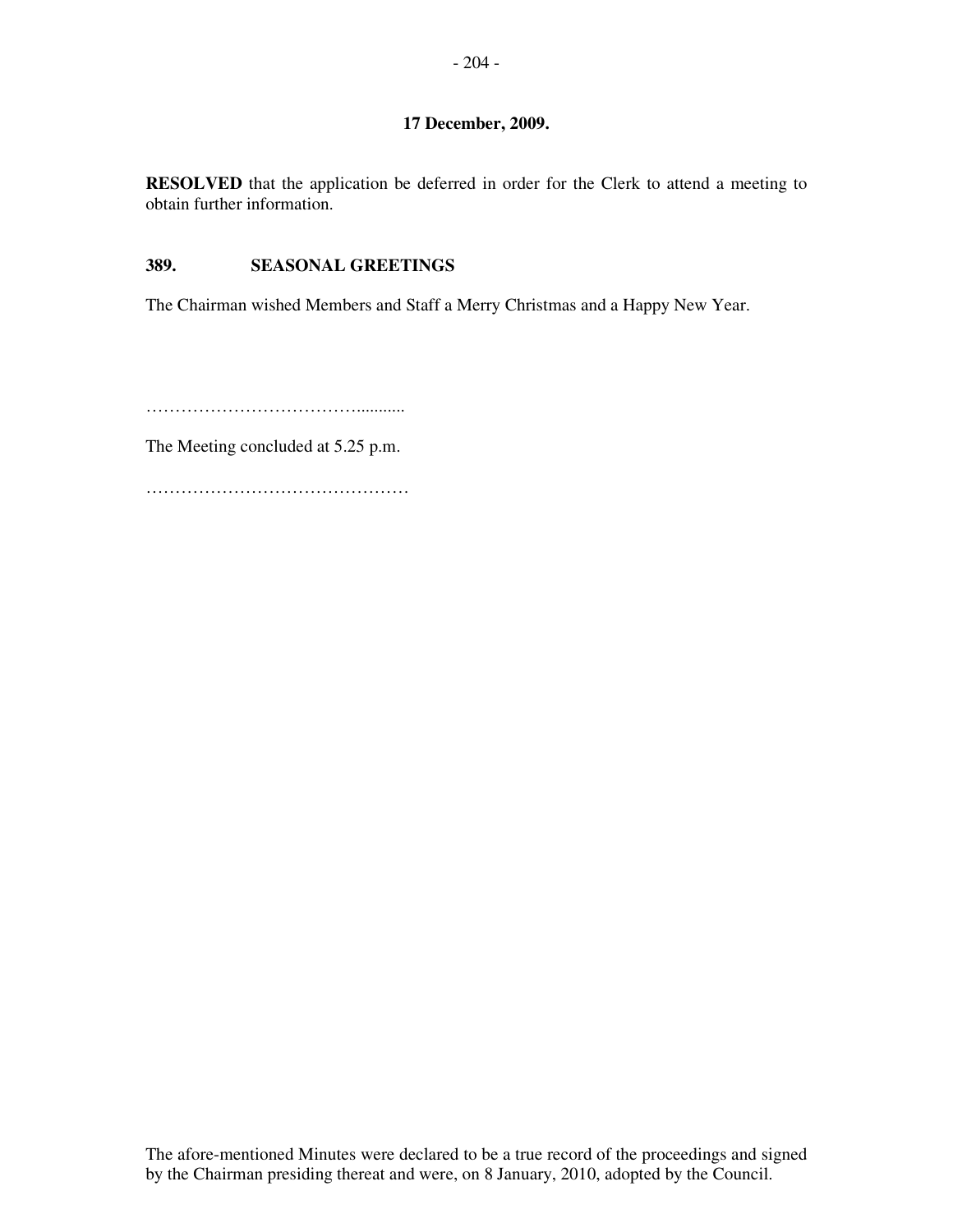**17 December, 2009.**

**RESOLVED** that the application be deferred in order for the Clerk to attend a meeting to obtain further information.

## 389. SEASONAL GREETINGS

The Chairman wished Members and Staff a Merry Christmas and a Happy New Year.

………………………………..........

The Meeting concluded at 5.25 p.m.

………………………………………

The afore-mentioned Minutes were declared to be a true record of the proceedings and signed by the Chairman presiding thereat and were, on 8 January, 2010, adopted by the Council.